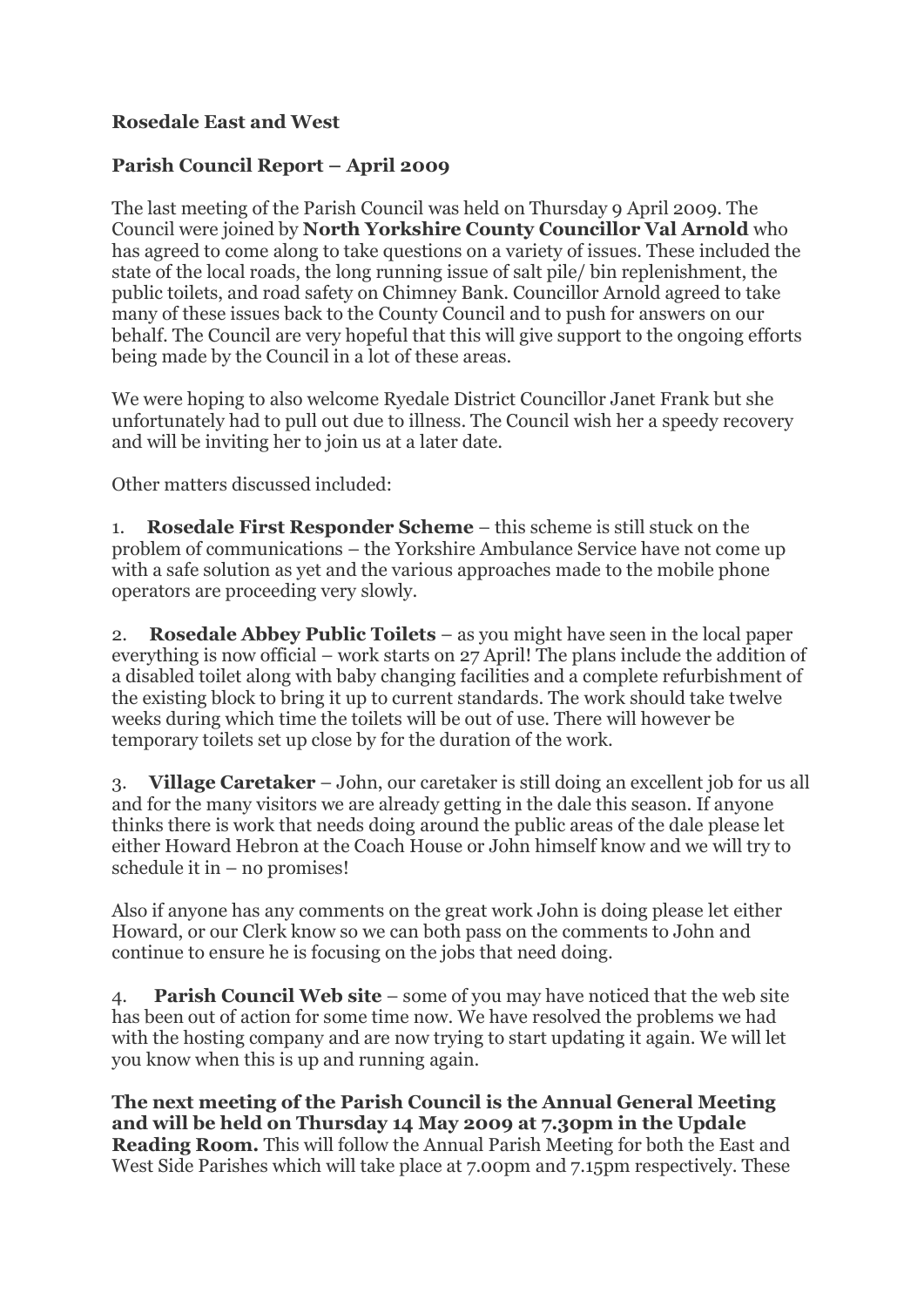**Rosedale East and West**

**Parish Council Report – April 2009**

The last meeting of the Parish Council was held on Thursday 9 April 2009. The Council were joined by **North Yorkshire County Councillor Val Arnold** who has agreed to come along to take questions on a variety of issues. These included the state of the local roads, the long running issue of salt pile/ bin replenishment, the public toilets, and road safety on Chimney Bank. Councillor Arnold agreed to take many of these issues back to the County Council and to push for answers on our behalf. The Council are very hopeful that this will give support to the ongoing efforts being made by the Council in a lot of these areas.

We were hoping to also welcome Ryedale District Councillor Janet Frank but she unfortunately had to pull out due to illness. The Council wish her a speedy recovery and will be inviting her to join us at a later date.

Other matters discussed included:

1. **Rosedale First Responder Scheme** – this scheme is still stuck on the problem of communications – the Yorkshire Ambulance Service have not come up with a safe solution as yet and the various approaches made to the mobile phone operators are proceeding very slowly.

2. **Rosedale Abbey Public Toilets** – as you might have seen in the local paper everything is now official – work starts on 27 April! The plans include the addition of a disabled toilet along with baby changing facilities and a complete refurbishment of the existing block to bring it up to current standards. The work should take twelve weeks during which time the toilets will be out of use. There will however be temporary toilets set up close by for the duration of the work.

3. **Village Caretaker** – John, our caretaker is still doing an excellent job for us all and for the many visitors we are already getting in the dale this season. If anyone thinks there is work that needs doing around the public areas of the dale please let either Howard Hebron at the Coach House or John himself know and we will try to schedule it in – no promises!

   Also if anyone has any comments on the great work John is doing please let either Howard, or our Clerk know so we can both pass on the comments to John and continue to ensure he is focusing on the jobs that need doing.

4. **Parish Council Web site** – some of you may have noticed that the web site has been out of action for some time now. We have resolved the problems we had with the hosting company and are now trying to start updating it again. We will let you know when this is up and running again.

**The next meeting of the Parish Council is the Annual General Meeting and will be held on Thursday 14 May 2009 at 7.30pm in the Updale Reading Room.** This will follow the Annual Parish Meeting for both the East and West Side Parishes which will take place at 7.00pm and 7.15pm respectively. These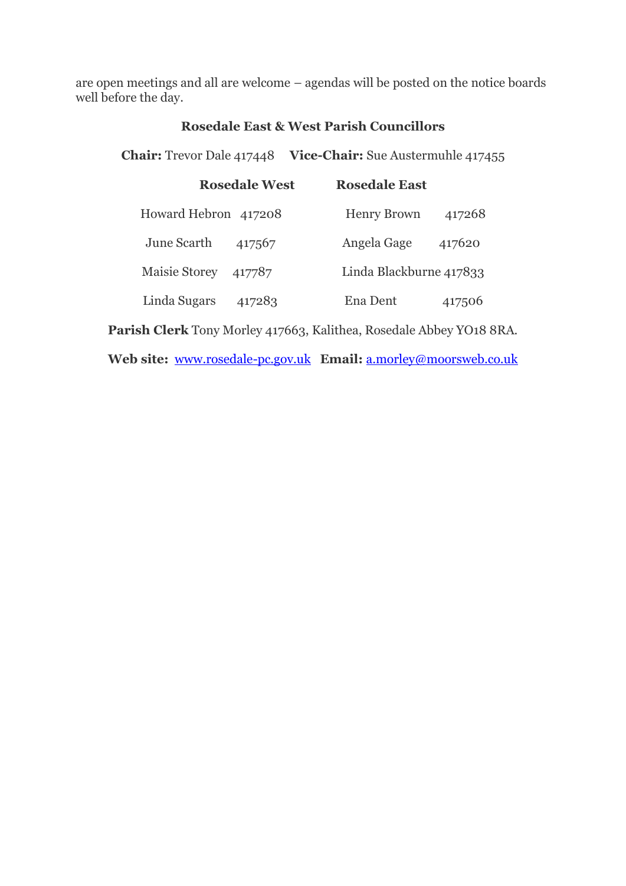are open meetings and all are welcome – agendas will be posted on the notice boards well before the day.

**Rosedale East & West Parish Councillors**

**Chair:** Trevor Dale 417448 **Vice-Chair:** Sue Austermuhle 417455

| **Rosedale West** | | **Rosedale East** | |
|---|---|---|---|
| Howard Hebron | 417208 | Henry Brown | 417268 |
| June Scarth | 417567 | Angela Gage | 417620 |
| Maisie Storey | 417787 | Linda Blackburne | 417833 |
| Linda Sugars | 417283 | Ena Dent | 417506 |

**Parish Clerk** Tony Morley 417663, Kalithea, Rosedale Abbey YO18 8RA.

**Web site:** [www.rosedale-pc.gov.uk](http://www.rosedale-pc.gov.uk) **Email:** [a.morley@moorsweb.co.uk](mailto:a.morley@moorsweb.co.uk)